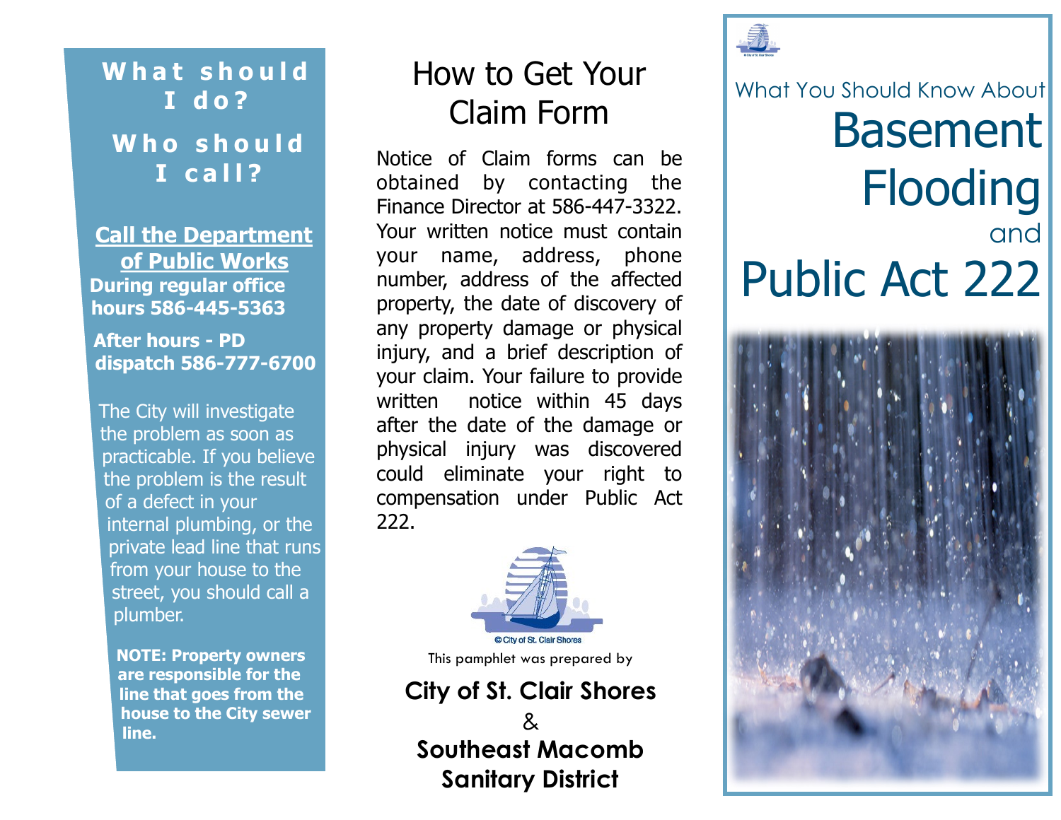## What should I do?

## Who should I call?

**Call the Department of Public Works**

**During regular office hours 586-445-5363**

**After hours - PD dispatch 586-777-6700**

The City will investigate the problem as soon as practicable. If you believe the problem is the result of a defect in your internal plumbing, or the private lead line that runs from your house to the street, you should call a plumber.

**NOTE: Property owners are responsible for the line that goes from the house to the City sewer line.**

# How to Get Your Claim Form

Notice of Claim forms can be obtained by contacting the Finance Director at 586-447-3322. Your written notice must contain your name, address, phone number, address of the affected property, the date of discovery of any property damage or physical injury, and a brief description of your claim. Your failure to provide written notice within 45 days after the date of the damage or physical injury was discovered could eliminate your right to compensation under Public Act 222.

© City of St. Clair Shores

This pamphlet was prepared by

**City of St. Clair Shores**

**&**

**Southeast Macomb Sanitary District**

What You Should Know About

# Basement Flooding and Public Act 222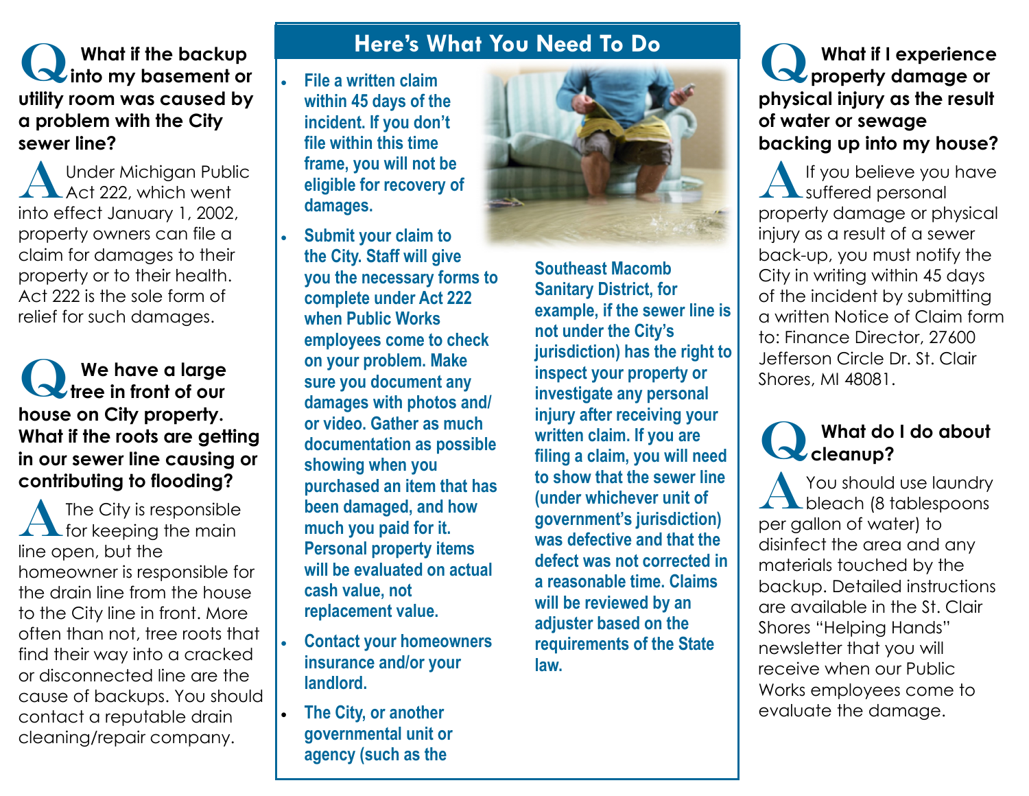**Q: What if the backup into my basement or utility room was caused by a problem with the City sewer line?**

**A:** Under Michigan Public Act 222, which went into effect January 1, 2002, property owners can file a claim for damages to their property or to their health. Act 222 is the sole form of relief for such damages.

**Q: We have a large tree in front of our house on City property. What if the roots are getting in our sewer line causing or contributing to flooding?**

**A:** The City is responsible for keeping the main line open, but the homeowner is responsible for the drain line from the house to the City line in front. More often than not, tree roots that find their way into a cracked or disconnected line are the cause of backups. You should contact a reputable drain cleaning/repair company.

## Here's What You Need To Do

- **File a written claim within 45 days of the incident. If you don't file within this time frame, you will not be eligible for recovery of damages.**
- **Submit your claim to the City. Staff will give you the necessary forms to complete under Act 222 when Public Works employees come to check on your problem. Make sure you document any damages with photos and/or video. Gather as much documentation as possible showing when you purchased an item that has been damaged, and how much you paid for it. Personal property items will be evaluated on actual cash value, not replacement value.**
- **Contact your homeowners insurance and/or your landlord.**
- **The City, or another governmental unit or agency (such as the Southeast Macomb Sanitary District, for example, if the sewer line is not under the City's jurisdiction) has the right to inspect your property or investigate any personal injury after receiving your written claim. If you are filing a claim, you will need to show that the sewer line (under whichever unit of government's jurisdiction) was defective and that the defect was not corrected in a reasonable time. Claims will be reviewed by an adjuster based on the requirements of the State law.**

**Q: What if I experience property damage or physical injury as the result of water or sewage backing up into my house?**

**A:** If you believe you have suffered personal property damage or physical injury as a result of a sewer back-up, you must notify the City in writing within 45 days of the incident by submitting a written Notice of Claim form to: Finance Director, 27600 Jefferson Circle Dr. St. Clair Shores, MI 48081.

**Q: What do I do about cleanup?**

**A:** You should use laundry bleach (8 tablespoons per gallon of water) to disinfect the area and any materials touched by the backup. Detailed instructions are available in the St. Clair Shores "Helping Hands" newsletter that you will receive when our Public Works employees come to evaluate the damage.